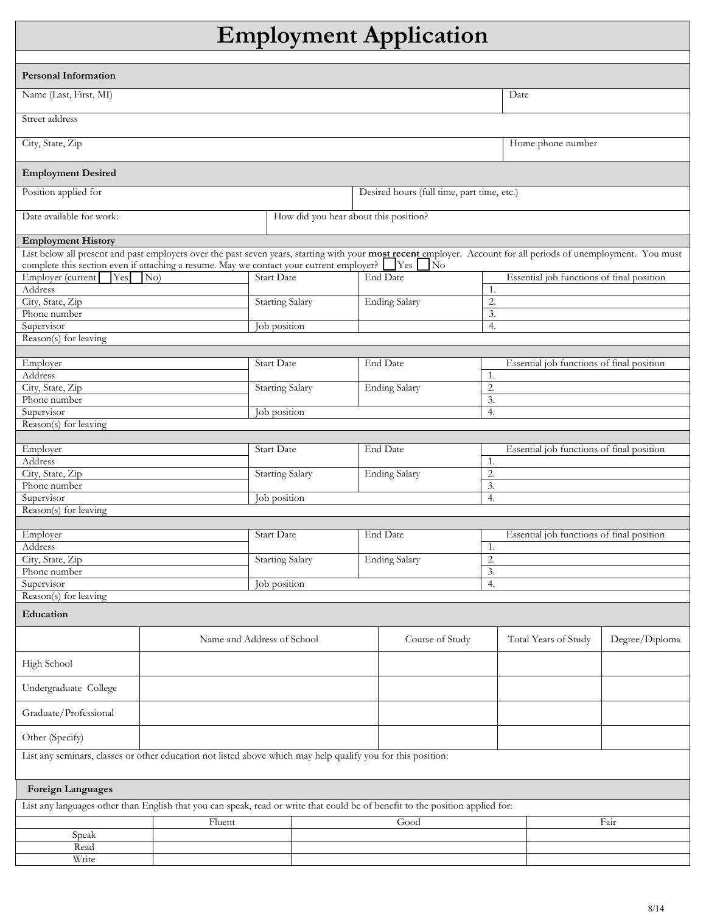# Employment Application

## Personal Information

| Name (Last, First, MI) | Date |
|---|---|
| Street address | |
| City, State, Zip | Home phone number |

## Employment Desired

| Position applied for | Desired hours (full time, part time, etc.) |
|---|---|
| Date available for work: | How did you hear about this position? |

## Employment History

List below all present and past employers over the past seven years, starting with your **most recent** employer. Account for all periods of unemployment. You must complete this section even if attaching a resume. May we contact your current employer? ☐ Yes ☐ No

| Employer (current ☐ Yes ☐ No) | Start Date | End Date | Essential job functions of final position |
|---|---|---|---|
| Address | | | 1. |
| City, State, Zip | Starting Salary | Ending Salary | 2. |
| Phone number | | | 3. |
| Supervisor | Job position | | 4. |
| Reason(s) for leaving | | | |

| Employer | Start Date | End Date | Essential job functions of final position |
|---|---|---|---|
| Address | | | 1. |
| City, State, Zip | Starting Salary | Ending Salary | 2. |
| Phone number | | | 3. |
| Supervisor | Job position | | 4. |
| Reason(s) for leaving | | | |

| Employer | Start Date | End Date | Essential job functions of final position |
|---|---|---|---|
| Address | | | 1. |
| City, State, Zip | Starting Salary | Ending Salary | 2. |
| Phone number | | | 3. |
| Supervisor | Job position | | 4. |
| Reason(s) for leaving | | | |

| Employer | Start Date | End Date | Essential job functions of final position |
|---|---|---|---|
| Address | | | 1. |
| City, State, Zip | Starting Salary | Ending Salary | 2. |
| Phone number | | | 3. |
| Supervisor | Job position | | 4. |
| Reason(s) for leaving | | | |

## Education

| | Name and Address of School | Course of Study | Total Years of Study | Degree/Diploma |
|---|---|---|---|---|
| High School | | | | |
| Undergraduate College | | | | |
| Graduate/Professional | | | | |
| Other (Specify) | | | | |

List any seminars, classes or other education not listed above which may help qualify you for this position:

## Foreign Languages

List any languages other than English that you can speak, read or write that could be of benefit to the position applied for:

| | Fluent | Good | Fair |
|---|---|---|---|
| Speak | | | |
| Read | | | |
| Write | | | |

8/14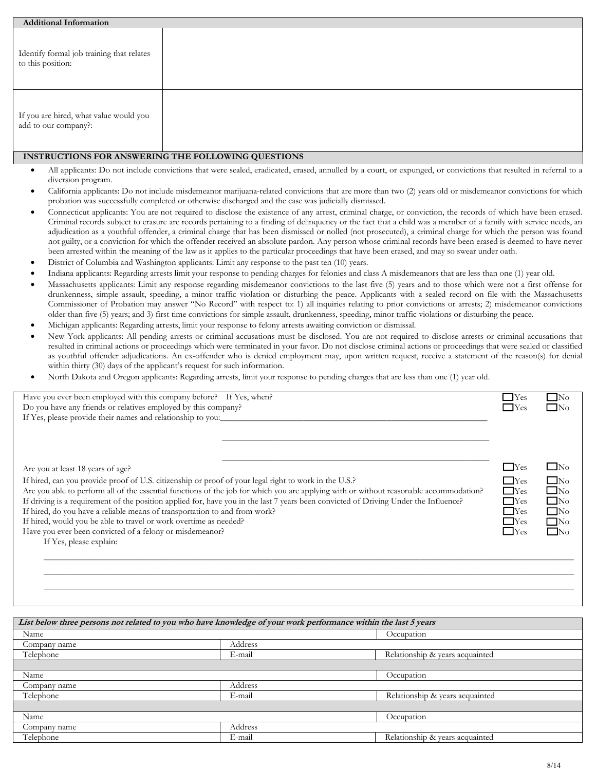## Additional Information

| | |
|---|---|
| Identify formal job training that relates to this position: | |
| If you are hired, what value would you add to our company?: | |

## INSTRUCTIONS FOR ANSWERING THE FOLLOWING QUESTIONS

- All applicants: Do not include convictions that were sealed, eradicated, erased, annulled by a court, or expunged, or convictions that resulted in referral to a diversion program.
- California applicants: Do not include misdemeanor marijuana-related convictions that are more than two (2) years old or misdemeanor convictions for which probation was successfully completed or otherwise discharged and the case was judicially dismissed.
- Connecticut applicants: You are not required to disclose the existence of any arrest, criminal charge, or conviction, the records of which have been erased. Criminal records subject to erasure are records pertaining to a finding of delinquency or the fact that a child was a member of a family with service needs, an adjudication as a youthful offender, a criminal charge that has been dismissed or nolled (not prosecuted), a criminal charge for which the person was found not guilty, or a conviction for which the offender received an absolute pardon. Any person whose criminal records have been erased is deemed to have never been arrested within the meaning of the law as it applies to the particular proceedings that have been erased, and may so swear under oath.
- District of Columbia and Washington applicants: Limit any response to the past ten (10) years.
- Indiana applicants: Regarding arrests limit your response to pending charges for felonies and class A misdemeanors that are less than one (1) year old.
- Massachusetts applicants: Limit any response regarding misdemeanor convictions to the last five (5) years and to those which were not a first offense for drunkenness, simple assault, speeding, a minor traffic violation or disturbing the peace. Applicants with a sealed record on file with the Massachusetts Commissioner of Probation may answer "No Record" with respect to: 1) all inquiries relating to prior convictions or arrests; 2) misdemeanor convictions older than five (5) years; and 3) first time convictions for simple assault, drunkenness, speeding, minor traffic violations or disturbing the peace.
- Michigan applicants: Regarding arrests, limit your response to felony arrests awaiting conviction or dismissal.
- New York applicants: All pending arrests or criminal accusations must be disclosed. You are not required to disclose arrests or criminal accusations that resulted in criminal actions or proceedings which were terminated in your favor. Do not disclose criminal actions or proceedings that were sealed or classified as youthful offender adjudications. An ex-offender who is denied employment may, upon written request, receive a statement of the reason(s) for denial within thirty (30) days of the applicant's request for such information.
- North Dakota and Oregon applicants: Regarding arrests, limit your response to pending charges that are less than one (1) year old.

| Question | | |
|---|---|---|
| Have you ever been employed with this company before? If Yes, when? | ☐ Yes | ☐ No |
| Do you have any friends or relatives employed by this company? | ☐ Yes | ☐ No |
| If Yes, please provide their names and relationship to you:______________________________ | | |
| Are you at least 18 years of age? | ☐ Yes | ☐ No |
| If hired, can you provide proof of U.S. citizenship or proof of your legal right to work in the U.S.? | ☐ Yes | ☐ No |
| Are you able to perform all of the essential functions of the job for which you are applying with or without reasonable accommodation? | ☐ Yes | ☐ No |
| If driving is a requirement of the position applied for, have you in the last 7 years been convicted of Driving Under the Influence? | ☐ Yes | ☐ No |
| If hired, do you have a reliable means of transportation to and from work? | ☐ Yes | ☐ No |
| If hired, would you be able to travel or work overtime as needed? | ☐ Yes | ☐ No |
| Have you ever been convicted of a felony or misdemeanor? | ☐ Yes | ☐ No |
| If Yes, please explain: | | |

______________________________________________

______________________________________________

______________________________________________

***List below three persons not related to you who have knowledge of your work performance within the last 5 years***

| Name | | Occupation |
|---|---|---|
| Company name | Address | |
| Telephone | E-mail | Relationship & years acquainted |
| | | |
| Name | | Occupation |
| Company name | Address | |
| Telephone | E-mail | Relationship & years acquainted |
| | | |
| Name | | Occupation |
| Company name | Address | |
| Telephone | E-mail | Relationship & years acquainted |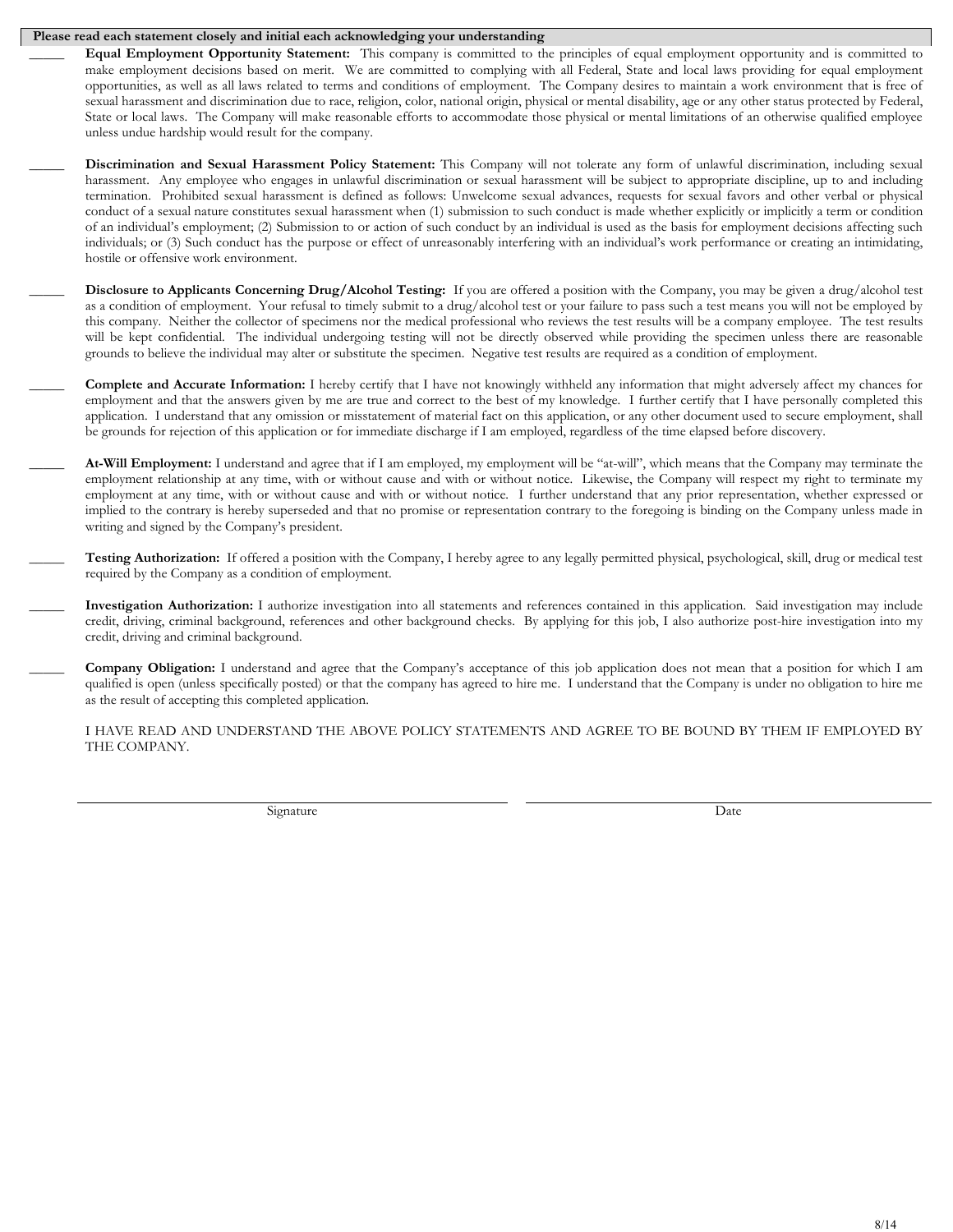**Please read each statement closely and initial each acknowledging your understanding**

_____ **Equal Employment Opportunity Statement:** This company is committed to the principles of equal employment opportunity and is committed to make employment decisions based on merit. We are committed to complying with all Federal, State and local laws providing for equal employment opportunities, as well as all laws related to terms and conditions of employment. The Company desires to maintain a work environment that is free of sexual harassment and discrimination due to race, religion, color, national origin, physical or mental disability, age or any other status protected by Federal, State or local laws. The Company will make reasonable efforts to accommodate those physical or mental limitations of an otherwise qualified employee unless undue hardship would result for the company.

_____ **Discrimination and Sexual Harassment Policy Statement:** This Company will not tolerate any form of unlawful discrimination, including sexual harassment. Any employee who engages in unlawful discrimination or sexual harassment will be subject to appropriate discipline, up to and including termination. Prohibited sexual harassment is defined as follows: Unwelcome sexual advances, requests for sexual favors and other verbal or physical conduct of a sexual nature constitutes sexual harassment when (1) submission to such conduct is made whether explicitly or implicitly a term or condition of an individual's employment; (2) Submission to or action of such conduct by an individual is used as the basis for employment decisions affecting such individuals; or (3) Such conduct has the purpose or effect of unreasonably interfering with an individual's work performance or creating an intimidating, hostile or offensive work environment.

_____ **Disclosure to Applicants Concerning Drug/Alcohol Testing:** If you are offered a position with the Company, you may be given a drug/alcohol test as a condition of employment. Your refusal to timely submit to a drug/alcohol test or your failure to pass such a test means you will not be employed by this company. Neither the collector of specimens nor the medical professional who reviews the test results will be a company employee. The test results will be kept confidential. The individual undergoing testing will not be directly observed while providing the specimen unless there are reasonable grounds to believe the individual may alter or substitute the specimen. Negative test results are required as a condition of employment.

_____ **Complete and Accurate Information:** I hereby certify that I have not knowingly withheld any information that might adversely affect my chances for employment and that the answers given by me are true and correct to the best of my knowledge. I further certify that I have personally completed this application. I understand that any omission or misstatement of material fact on this application, or any other document used to secure employment, shall be grounds for rejection of this application or for immediate discharge if I am employed, regardless of the time elapsed before discovery.

_____ **At-Will Employment:** I understand and agree that if I am employed, my employment will be "at-will", which means that the Company may terminate the employment relationship at any time, with or without cause and with or without notice. Likewise, the Company will respect my right to terminate my employment at any time, with or without cause and with or without notice. I further understand that any prior representation, whether expressed or implied to the contrary is hereby superseded and that no promise or representation contrary to the foregoing is binding on the Company unless made in writing and signed by the Company's president.

_____ **Testing Authorization:** If offered a position with the Company, I hereby agree to any legally permitted physical, psychological, skill, drug or medical test required by the Company as a condition of employment.

_____ **Investigation Authorization:** I authorize investigation into all statements and references contained in this application. Said investigation may include credit, driving, criminal background, references and other background checks. By applying for this job, I also authorize post-hire investigation into my credit, driving and criminal background.

_____ **Company Obligation:** I understand and agree that the Company's acceptance of this job application does not mean that a position for which I am qualified is open (unless specifically posted) or that the company has agreed to hire me. I understand that the Company is under no obligation to hire me as the result of accepting this completed application.

I HAVE READ AND UNDERSTAND THE ABOVE POLICY STATEMENTS AND AGREE TO BE BOUND BY THEM IF EMPLOYED BY THE COMPANY.

_______________________________ Signature

_______________________________ Date

8/14